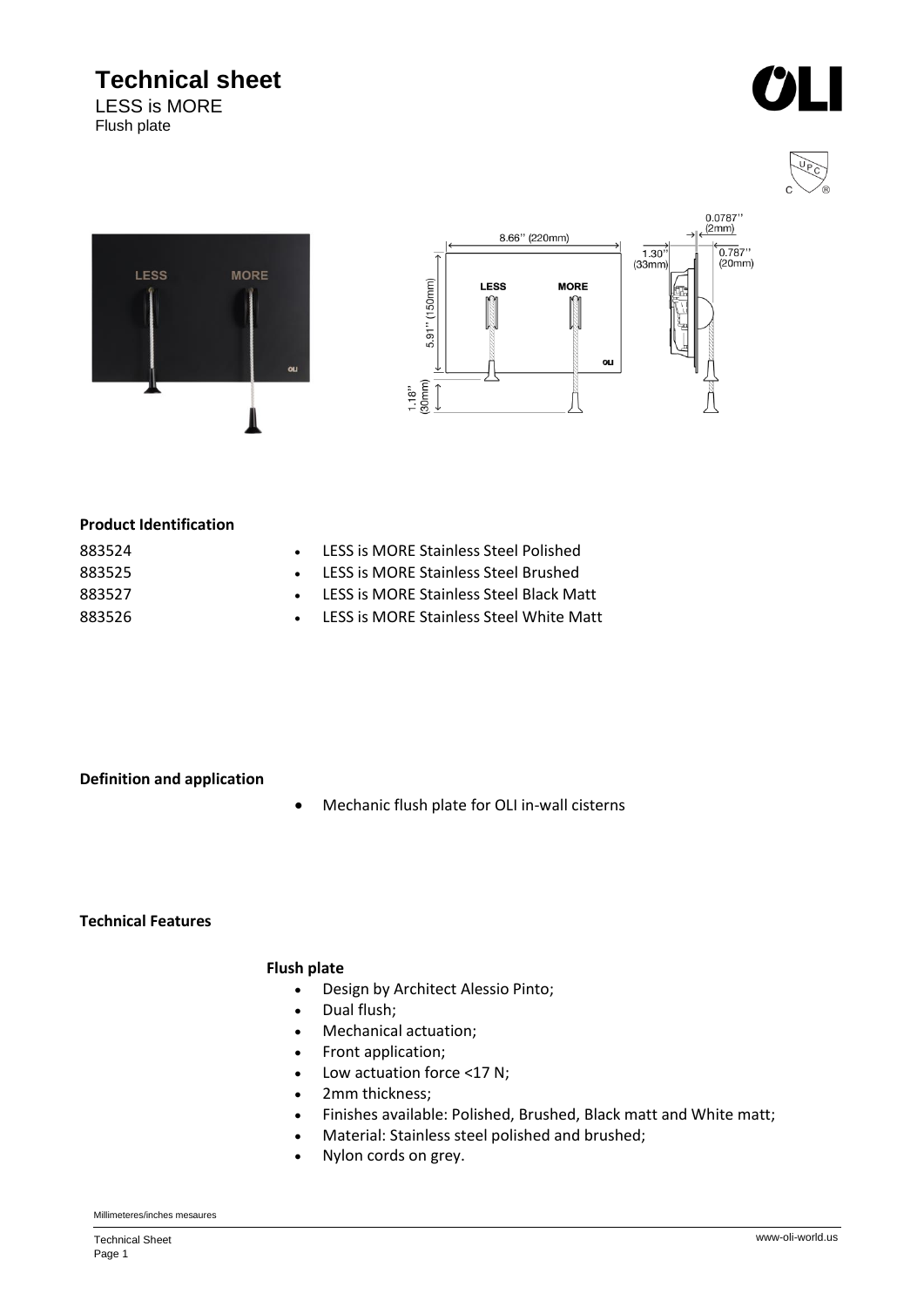# Technical sheet

LESS is MORE

Flush plate

### Product Identification

| | |
|---|---|
| 883524 | LESS is MORE Stainless Steel Polished |
| 883525 | LESS is MORE Stainless Steel Brushed |
| 883527 | LESS is MORE Stainless Steel Black Matt |
| 883526 | LESS is MORE Stainless Steel White Matt |

### Definition and application

- Mechanic flush plate for OLI in-wall cisterns

### Technical Features

**Flush plate**

- Design by Architect Alessio Pinto;
- Dual flush;
- Mechanical actuation;
- Front application;
- Low actuation force <17 N;
- 2mm thickness;
- Finishes available: Polished, Brushed, Black matt and White matt;
- Material: Stainless steel polished and brushed;
- Nylon cords on grey.

Millimeteres/inches mesaures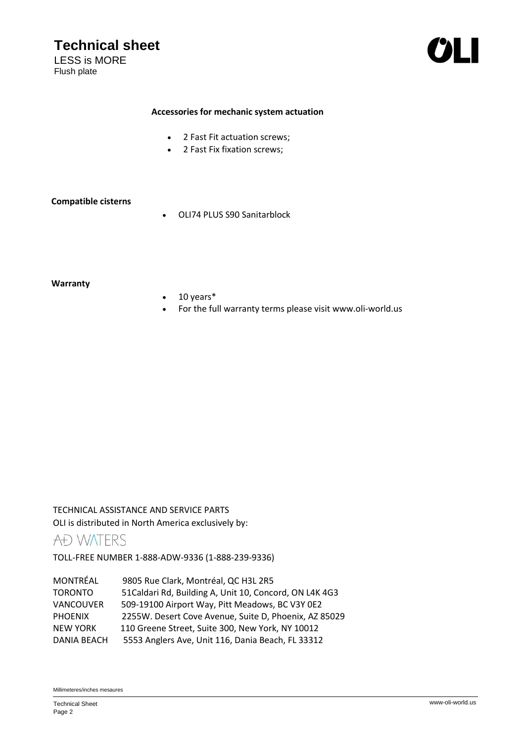**Accessories for mechanic system actuation**

- 2 Fast Fit actuation screws;
- 2 Fast Fix fixation screws;

**Compatible cisterns**

- OLI74 PLUS S90 Sanitarblock

**Warranty**

- 10 years*
- For the full warranty terms please visit www.oli-world.us

TECHNICAL ASSISTANCE AND SERVICE PARTS

OLI is distributed in North America exclusively by:

AD WATERS

TOLL-FREE NUMBER 1-888-ADW-9336 (1-888-239-9336)

| | |
|---|---|
| MONTRÉAL | 9805 Rue Clark, Montréal, QC H3L 2R5 |
| TORONTO | 51Caldari Rd, Building A, Unit 10, Concord, ON L4K 4G3 |
| VANCOUVER | 509-19100 Airport Way, Pitt Meadows, BC V3Y 0E2 |
| PHOENIX | 2255W. Desert Cove Avenue, Suite D, Phoenix, AZ 85029 |
| NEW YORK | 110 Greene Street, Suite 300, New York, NY 10012 |
| DANIA BEACH | 5553 Anglers Ave, Unit 116, Dania Beach, FL 33312 |

Millimeteres/inches mesaures